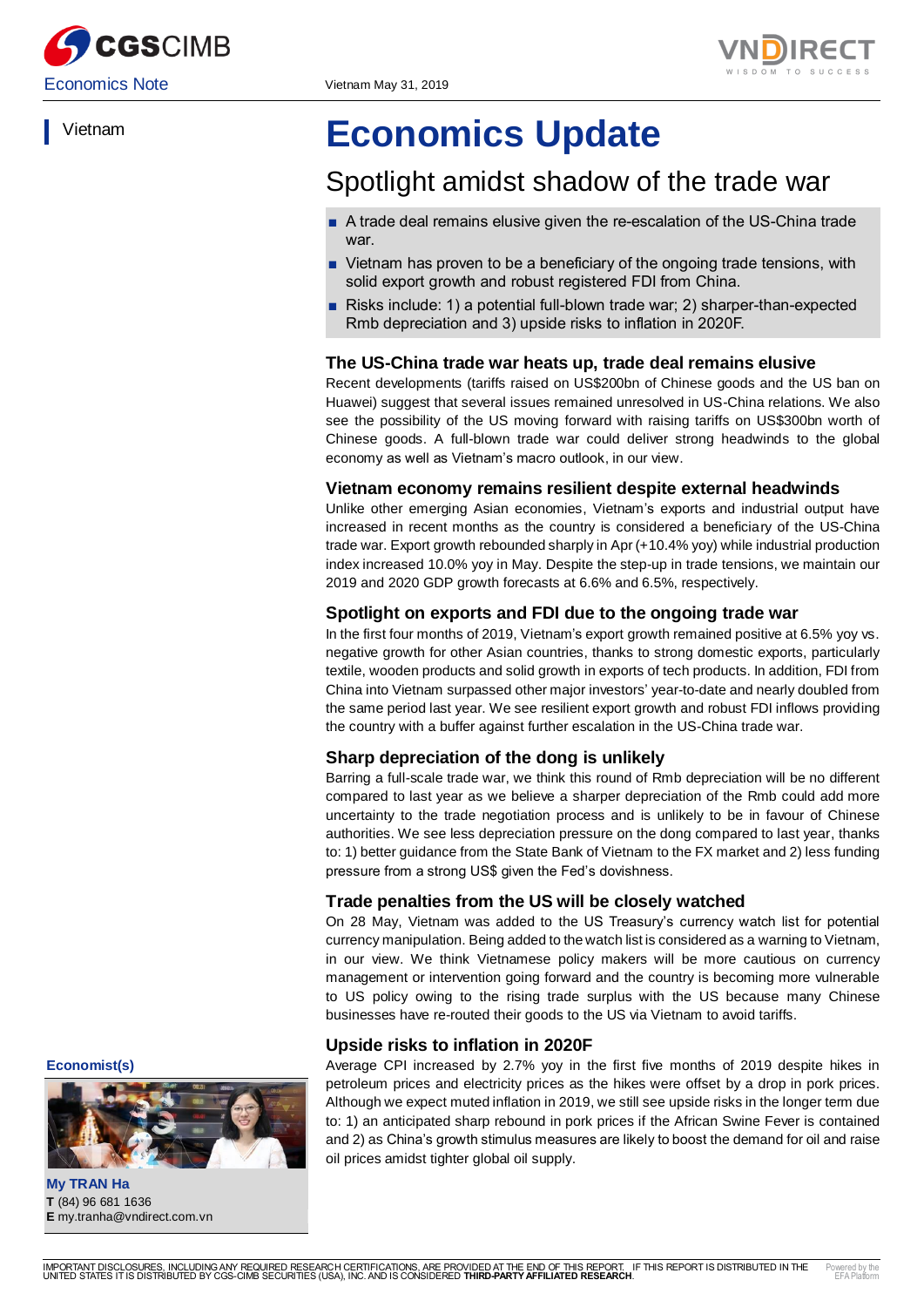Economics Note

Vietnam May 31, 2019

Vietnam

# Economics Update

## Spotlight amidst shadow of the trade war

- A trade deal remains elusive given the re-escalation of the US-China trade war.
- Vietnam has proven to be a beneficiary of the ongoing trade tensions, with solid export growth and robust registered FDI from China.
- Risks include: 1) a potential full-blown trade war; 2) sharper-than-expected Rmb depreciation and 3) upside risks to inflation in 2020F.

### The US-China trade war heats up, trade deal remains elusive

Recent developments (tariffs raised on US$200bn of Chinese goods and the US ban on Huawei) suggest that several issues remained unresolved in US-China relations. We also see the possibility of the US moving forward with raising tariffs on US$300bn worth of Chinese goods. A full-blown trade war could deliver strong headwinds to the global economy as well as Vietnam's macro outlook, in our view.

### Vietnam economy remains resilient despite external headwinds

Unlike other emerging Asian economies, Vietnam's exports and industrial output have increased in recent months as the country is considered a beneficiary of the US-China trade war. Export growth rebounded sharply in Apr (+10.4% yoy) while industrial production index increased 10.0% yoy in May. Despite the step-up in trade tensions, we maintain our 2019 and 2020 GDP growth forecasts at 6.6% and 6.5%, respectively.

### Spotlight on exports and FDI due to the ongoing trade war

In the first four months of 2019, Vietnam's export growth remained positive at 6.5% yoy vs. negative growth for other Asian countries, thanks to strong domestic exports, particularly textile, wooden products and solid growth in exports of tech products. In addition, FDI from China into Vietnam surpassed other major investors' year-to-date and nearly doubled from the same period last year. We see resilient export growth and robust FDI inflows providing the country with a buffer against further escalation in the US-China trade war.

### Sharp depreciation of the dong is unlikely

Barring a full-scale trade war, we think this round of Rmb depreciation will be no different compared to last year as we believe a sharper depreciation of the Rmb could add more uncertainty to the trade negotiation process and is unlikely to be in favour of Chinese authorities. We see less depreciation pressure on the dong compared to last year, thanks to: 1) better guidance from the State Bank of Vietnam to the FX market and 2) less funding pressure from a strong US$ given the Fed's dovishness.

### Trade penalties from the US will be closely watched

On 28 May, Vietnam was added to the US Treasury's currency watch list for potential currency manipulation. Being added to the watch list is considered as a warning to Vietnam, in our view. We think Vietnamese policy makers will be more cautious on currency management or intervention going forward and the country is becoming more vulnerable to US policy owing to the rising trade surplus with the US because many Chinese businesses have re-routed their goods to the US via Vietnam to avoid tariffs.

### Upside risks to inflation in 2020F

Average CPI increased by 2.7% yoy in the first five months of 2019 despite hikes in petroleum prices and electricity prices as the hikes were offset by a drop in pork prices. Although we expect muted inflation in 2019, we still see upside risks in the longer term due to: 1) an anticipated sharp rebound in pork prices if the African Swine Fever is contained and 2) as China's growth stimulus measures are likely to boost the demand for oil and raise oil prices amidst tighter global oil supply.

**Economist(s)**

**My TRAN Ha**
**T** (84) 96 681 1636
**E** my.tranha@vndirect.com.vn

IMPORTANT DISCLOSURES, INCLUDING ANY REQUIRED RESEARCH CERTIFICATIONS, ARE PROVIDED AT THE END OF THIS REPORT. IF THIS REPORT IS DISTRIBUTED IN THE UNITED STATES IT IS DISTRIBUTED BY CGS-CIMB SECURITIES (USA), INC. AND IS CONSIDERED **THIRD-PARTY AFFILIATED RESEARCH**.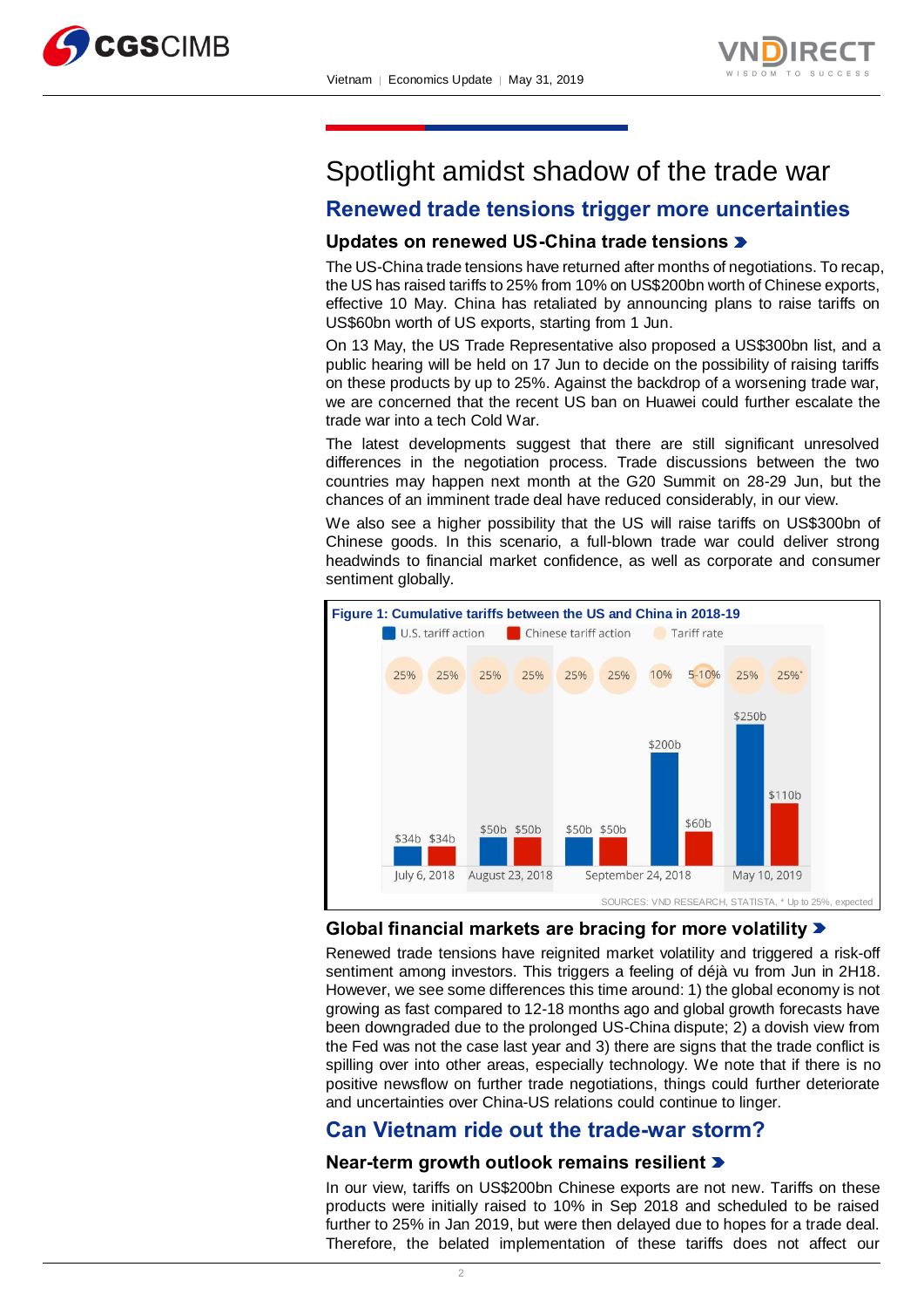# Spotlight amidst shadow of the trade war

## Renewed trade tensions trigger more uncertainties

### Updates on renewed US-China trade tensions

The US-China trade tensions have returned after months of negotiations. To recap, the US has raised tariffs to 25% from 10% on US$200bn worth of Chinese exports, effective 10 May. China has retaliated by announcing plans to raise tariffs on US$60bn worth of US exports, starting from 1 Jun.

On 13 May, the US Trade Representative also proposed a US$300bn list, and a public hearing will be held on 17 Jun to decide on the possibility of raising tariffs on these products by up to 25%. Against the backdrop of a worsening trade war, we are concerned that the recent US ban on Huawei could further escalate the trade war into a tech Cold War.

The latest developments suggest that there are still significant unresolved differences in the negotiation process. Trade discussions between the two countries may happen next month at the G20 Summit on 28-29 Jun, but the chances of an imminent trade deal have reduced considerably, in our view.

We also see a higher possibility that the US will raise tariffs on US$300bn of Chinese goods. In this scenario, a full-blown trade war could deliver strong headwinds to financial market confidence, as well as corporate and consumer sentiment globally.

**Figure 1: Cumulative tariffs between the US and China in 2018-19**

| Date | U.S. tariff action | Tariff rate | Chinese tariff action | Tariff rate |
|---|---|---|---|---|
| July 6, 2018 | $34b | 25% | $34b | 25% |
| August 23, 2018 | $50b | 25% | $50b | 25% |
| September 24, 2018 | $50b | 25% | $50b | 25% |
| September 24, 2018 | $200b | 10% | $60b | 5-10% |
| May 10, 2019 | $250b | 25% | $110b | 25%* |

SOURCES: VND RESEARCH, STATISTA, * Up to 25%, expected

### Global financial markets are bracing for more volatility

Renewed trade tensions have reignited market volatility and triggered a risk-off sentiment among investors. This triggers a feeling of déjà vu from Jun in 2H18. However, we see some differences this time around: 1) the global economy is not growing as fast compared to 12-18 months ago and global growth forecasts have been downgraded due to the prolonged US-China dispute; 2) a dovish view from the Fed was not the case last year and 3) there are signs that the trade conflict is spilling over into other areas, especially technology. We note that if there is no positive newsflow on further trade negotiations, things could further deteriorate and uncertainties over China-US relations could continue to linger.

## Can Vietnam ride out the trade-war storm?

### Near-term growth outlook remains resilient

In our view, tariffs on US$200bn Chinese exports are not new. Tariffs on these products were initially raised to 10% in Sep 2018 and scheduled to be raised further to 25% in Jan 2019, but were then delayed due to hopes for a trade deal. Therefore, the belated implementation of these tariffs does not affect our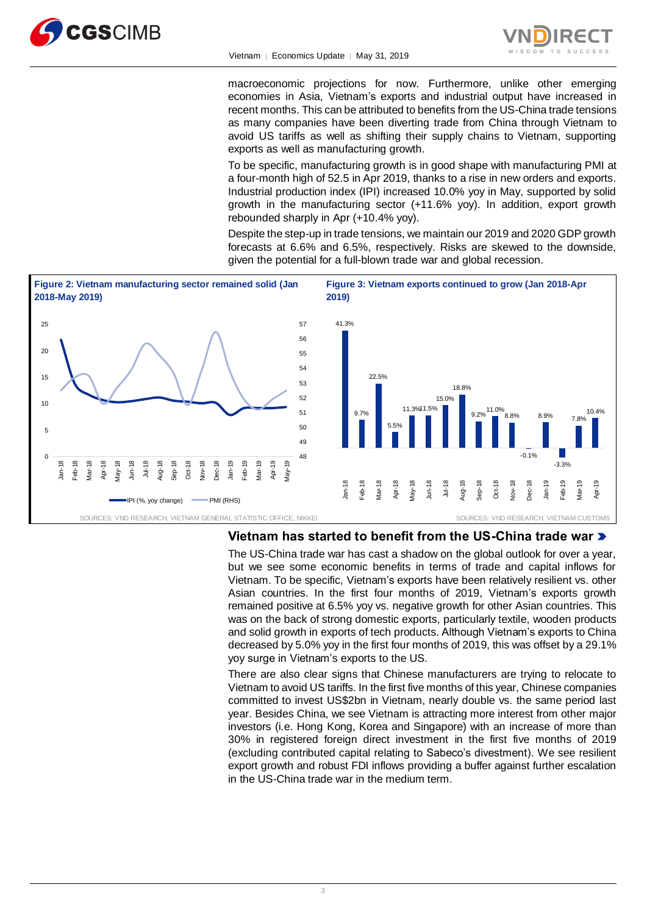macroeconomic projections for now. Furthermore, unlike other emerging economies in Asia, Vietnam's exports and industrial output have increased in recent months. This can be attributed to benefits from the US-China trade tensions as many companies have been diverting trade from China through Vietnam to avoid US tariffs as well as shifting their supply chains to Vietnam, supporting exports as well as manufacturing growth.

To be specific, manufacturing growth is in good shape with manufacturing PMI at a four-month high of 52.5 in Apr 2019, thanks to a rise in new orders and exports. Industrial production index (IPI) increased 10.0% yoy in May, supported by solid growth in the manufacturing sector (+11.6% yoy). In addition, export growth rebounded sharply in Apr (+10.4% yoy).

Despite the step-up in trade tensions, we maintain our 2019 and 2020 GDP growth forecasts at 6.6% and 6.5%, respectively. Risks are skewed to the downside, given the potential for a full-blown trade war and global recession.

**Figure 2: Vietnam manufacturing sector remained solid (Jan 2018-May 2019)**

SOURCES: VND RESEARCH, VIETNAM GENERAL STATISTIC OFFICE, NIKKEI

**Figure 3: Vietnam exports continued to grow (Jan 2018-Apr 2019)**

| Month | Export growth (% yoy) |
|---|---|
| Jan-18 | 41.3% |
| Feb-18 | 9.7% |
| Mar-18 | 22.5% |
| Apr-18 | 5.5% |
| May-18 | 11.3% |
| Jun-18 | 11.5% |
| Jul-18 | 15.0% |
| Aug-18 | 18.8% |
| Sep-18 | 9.2% |
| Oct-18 | 11.0% |
| Nov-18 | 8.8% |
| Dec-18 | -0.1% |
| Jan-19 | 8.9% |
| Feb-19 | -3.3% |
| Mar-19 | 7.8% |
| Apr-19 | 10.4% |

SOURCES: VND RESEARCH, VIETNAM CUSTOMS

## Vietnam has started to benefit from the US-China trade war

The US-China trade war has cast a shadow on the global outlook for over a year, but we see some economic benefits in terms of trade and capital inflows for Vietnam. To be specific, Vietnam's exports have been relatively resilient vs. other Asian countries. In the first four months of 2019, Vietnam's exports growth remained positive at 6.5% yoy vs. negative growth for other Asian countries. This was on the back of strong domestic exports, particularly textile, wooden products and solid growth in exports of tech products. Although Vietnam's exports to China decreased by 5.0% yoy in the first four months of 2019, this was offset by a 29.1% yoy surge in Vietnam's exports to the US.

There are also clear signs that Chinese manufacturers are trying to relocate to Vietnam to avoid US tariffs. In the first five months of this year, Chinese companies committed to invest US$2bn in Vietnam, nearly double vs. the same period last year. Besides China, we see Vietnam is attracting more interest from other major investors (i.e. Hong Kong, Korea and Singapore) with an increase of more than 30% in registered foreign direct investment in the first five months of 2019 (excluding contributed capital relating to Sabeco's divestment). We see resilient export growth and robust FDI inflows providing a buffer against further escalation in the US-China trade war in the medium term.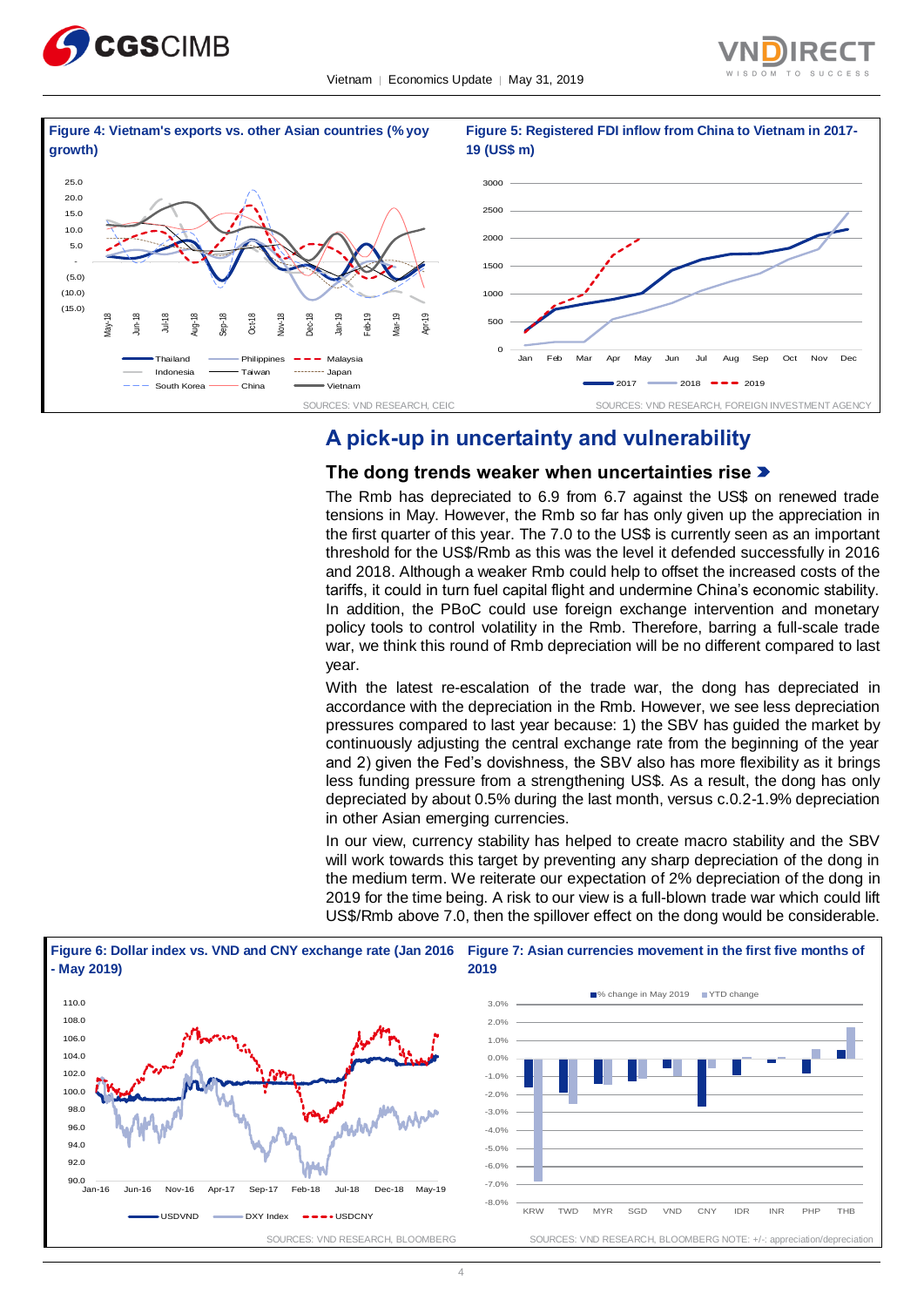**Figure 4: Vietnam's exports vs. other Asian countries (% yoy growth)**

SOURCES: VND RESEARCH, CEIC

**Figure 5: Registered FDI inflow from China to Vietnam in 2017-19 (US$ m)**

SOURCES: VND RESEARCH, FOREIGN INVESTMENT AGENCY

## A pick-up in uncertainty and vulnerability

### The dong trends weaker when uncertainties rise

The Rmb has depreciated to 6.9 from 6.7 against the US$ on renewed trade tensions in May. However, the Rmb so far has only given up the appreciation in the first quarter of this year. The 7.0 to the US$ is currently seen as an important threshold for the US$/Rmb as this was the level it defended successfully in 2016 and 2018. Although a weaker Rmb could help to offset the increased costs of the tariffs, it could in turn fuel capital flight and undermine China's economic stability. In addition, the PBoC could use foreign exchange intervention and monetary policy tools to control volatility in the Rmb. Therefore, barring a full-scale trade war, we think this round of Rmb depreciation will be no different compared to last year.

With the latest re-escalation of the trade war, the dong has depreciated in accordance with the depreciation in the Rmb. However, we see less depreciation pressures compared to last year because: 1) the SBV has guided the market by continuously adjusting the central exchange rate from the beginning of the year and 2) given the Fed's dovishness, the SBV also has more flexibility as it brings less funding pressure from a strengthening US$. As a result, the dong has only depreciated by about 0.5% during the last month, versus c.0.2-1.9% depreciation in other Asian emerging currencies.

In our view, currency stability has helped to create macro stability and the SBV will work towards this target by preventing any sharp depreciation of the dong in the medium term. We reiterate our expectation of 2% depreciation of the dong in 2019 for the time being. A risk to our view is a full-blown trade war which could lift US$/Rmb above 7.0, then the spillover effect on the dong would be considerable.

**Figure 6: Dollar index vs. VND and CNY exchange rate (Jan 2016 - May 2019)**

SOURCES: VND RESEARCH, BLOOMBERG

**Figure 7: Asian currencies movement in the first five months of 2019**

SOURCES: VND RESEARCH, BLOOMBERG NOTE: +/-: appreciation/depreciation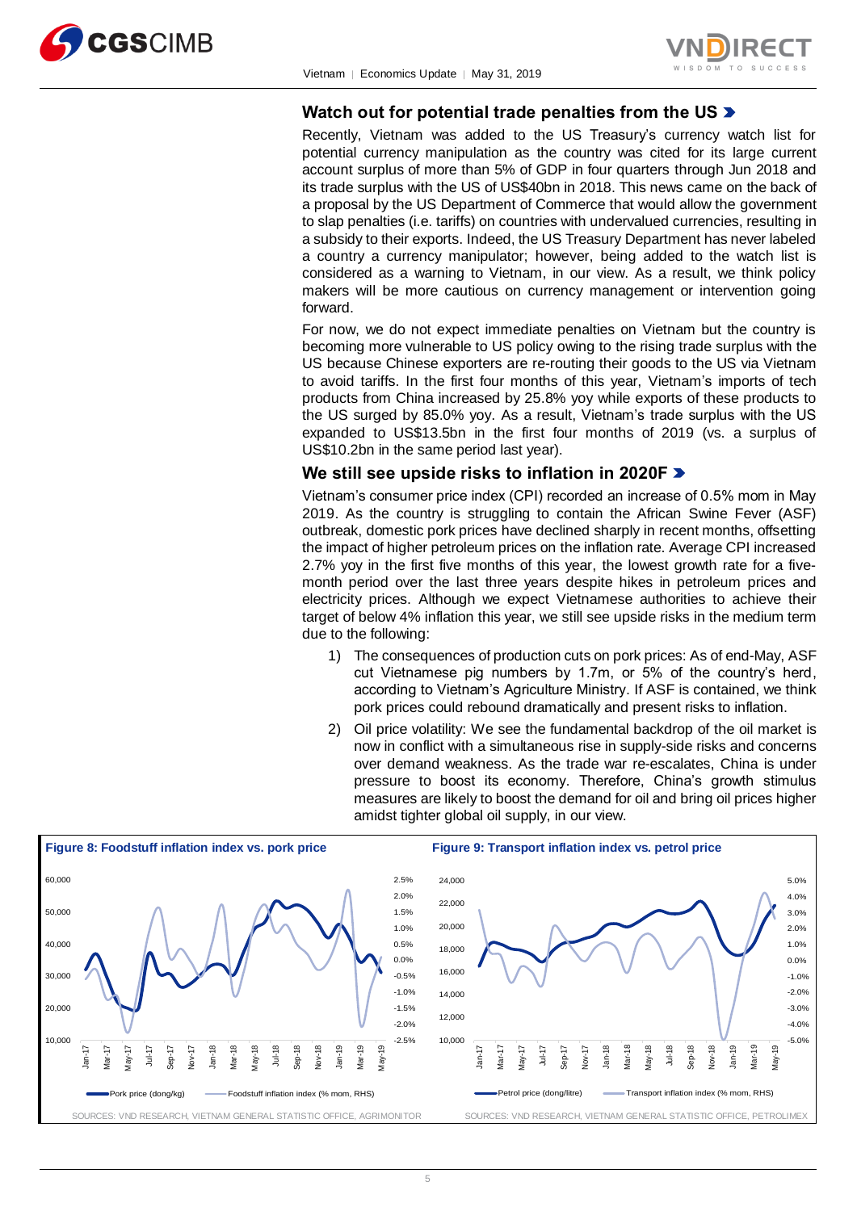## Watch out for potential trade penalties from the US

Recently, Vietnam was added to the US Treasury's currency watch list for potential currency manipulation as the country was cited for its large current account surplus of more than 5% of GDP in four quarters through Jun 2018 and its trade surplus with the US of US$40bn in 2018. This news came on the back of a proposal by the US Department of Commerce that would allow the government to slap penalties (i.e. tariffs) on countries with undervalued currencies, resulting in a subsidy to their exports. Indeed, the US Treasury Department has never labeled a country a currency manipulator; however, being added to the watch list is considered as a warning to Vietnam, in our view. As a result, we think policy makers will be more cautious on currency management or intervention going forward.

For now, we do not expect immediate penalties on Vietnam but the country is becoming more vulnerable to US policy owing to the rising trade surplus with the US because Chinese exporters are re-routing their goods to the US via Vietnam to avoid tariffs. In the first four months of this year, Vietnam's imports of tech products from China increased by 25.8% yoy while exports of these products to the US surged by 85.0% yoy. As a result, Vietnam's trade surplus with the US expanded to US$13.5bn in the first four months of 2019 (vs. a surplus of US$10.2bn in the same period last year).

## We still see upside risks to inflation in 2020F

Vietnam's consumer price index (CPI) recorded an increase of 0.5% mom in May 2019. As the country is struggling to contain the African Swine Fever (ASF) outbreak, domestic pork prices have declined sharply in recent months, offsetting the impact of higher petroleum prices on the inflation rate. Average CPI increased 2.7% yoy in the first five months of this year, the lowest growth rate for a five-month period over the last three years despite hikes in petroleum prices and electricity prices. Although we expect Vietnamese authorities to achieve their target of below 4% inflation this year, we still see upside risks in the medium term due to the following:

1) The consequences of production cuts on pork prices: As of end-May, ASF cut Vietnamese pig numbers by 1.7m, or 5% of the country's herd, according to Vietnam's Agriculture Ministry. If ASF is contained, we think pork prices could rebound dramatically and present risks to inflation.
2) Oil price volatility: We see the fundamental backdrop of the oil market is now in conflict with a simultaneous rise in supply-side risks and concerns over demand weakness. As the trade war re-escalates, China is under pressure to boost its economy. Therefore, China's growth stimulus measures are likely to boost the demand for oil and bring oil prices higher amidst tighter global oil supply, in our view.

**Figure 8: Foodstuff inflation index vs. pork price**

Pork price (dong/kg) — Foodstuff inflation index (% mom, RHS)

SOURCES: VND RESEARCH, VIETNAM GENERAL STATISTIC OFFICE, AGRIMONITOR

**Figure 9: Transport inflation index vs. petrol price**

Petrol price (dong/litre) — Transport inflation index (% mom, RHS)

SOURCES: VND RESEARCH, VIETNAM GENERAL STATISTIC OFFICE, PETROLIMEX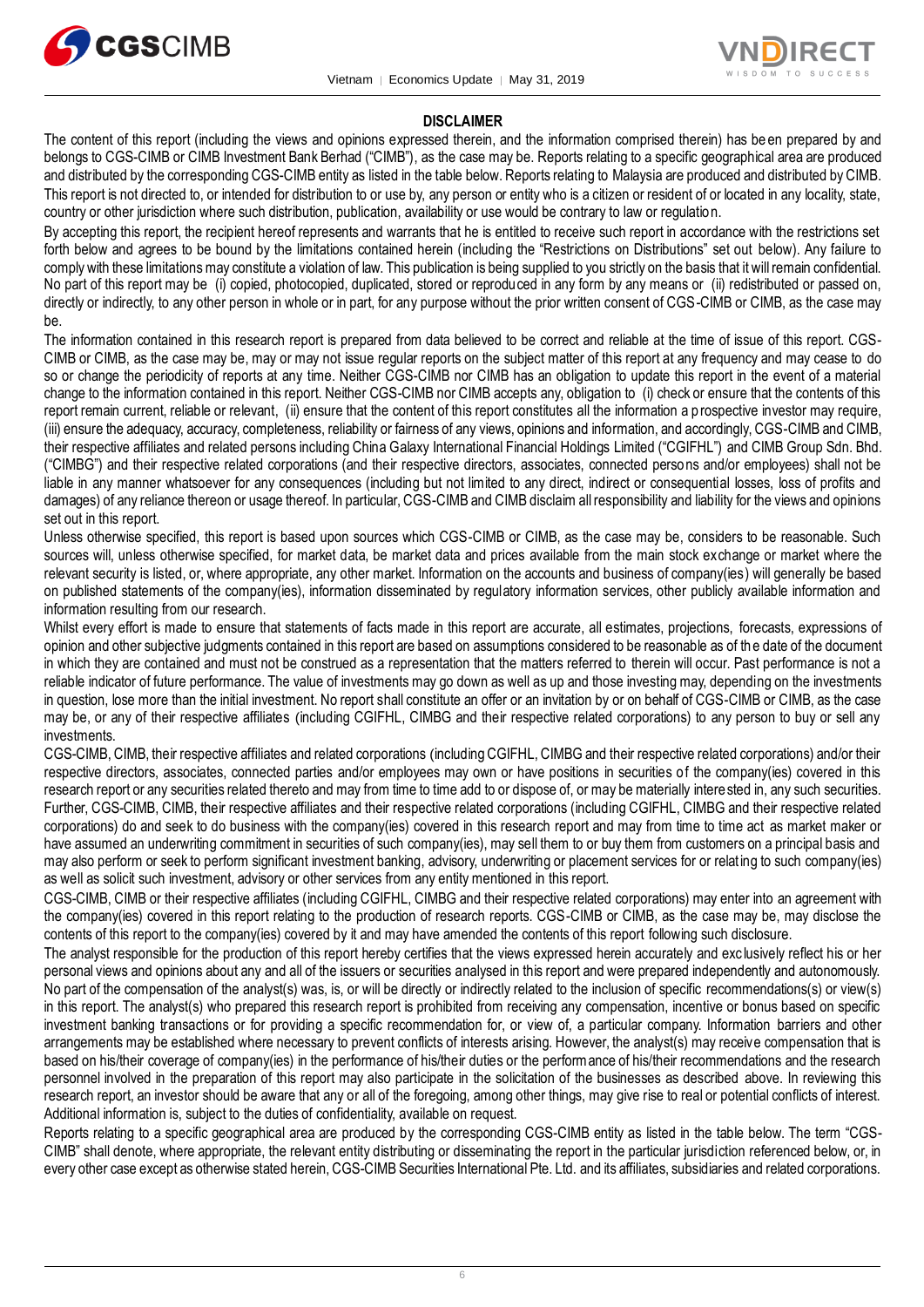**DISCLAIMER**

The content of this report (including the views and opinions expressed therein, and the information comprised therein) has been prepared by and belongs to CGS-CIMB or CIMB Investment Bank Berhad ("CIMB"), as the case may be. Reports relating to a specific geographical area are produced and distributed by the corresponding CGS-CIMB entity as listed in the table below. Reports relating to Malaysia are produced and distributed by CIMB. This report is not directed to, or intended for distribution to or use by, any person or entity who is a citizen or resident of or located in any locality, state, country or other jurisdiction where such distribution, publication, availability or use would be contrary to law or regulation.

By accepting this report, the recipient hereof represents and warrants that he is entitled to receive such report in accordance with the restrictions set forth below and agrees to be bound by the limitations contained herein (including the "Restrictions on Distributions" set out below). Any failure to comply with these limitations may constitute a violation of law. This publication is being supplied to you strictly on the basis that it will remain confidential. No part of this report may be (i) copied, photocopied, duplicated, stored or reproduced in any form by any means or (ii) redistributed or passed on, directly or indirectly, to any other person in whole or in part, for any purpose without the prior written consent of CGS-CIMB or CIMB, as the case may be.

The information contained in this research report is prepared from data believed to be correct and reliable at the time of issue of this report. CGS-CIMB or CIMB, as the case may be, may or may not issue regular reports on the subject matter of this report at any frequency and may cease to do so or change the periodicity of reports at any time. Neither CGS-CIMB nor CIMB has an obligation to update this report in the event of a material change to the information contained in this report. Neither CGS-CIMB nor CIMB accepts any, obligation to (i) check or ensure that the contents of this report remain current, reliable or relevant, (ii) ensure that the content of this report constitutes all the information a prospective investor may require, (iii) ensure the adequacy, accuracy, completeness, reliability or fairness of any views, opinions and information, and accordingly, CGS-CIMB and CIMB, their respective affiliates and related persons including China Galaxy International Financial Holdings Limited ("CGIFHL") and CIMB Group Sdn. Bhd. ("CIMBG") and their respective related corporations (and their respective directors, associates, connected persons and/or employees) shall not be liable in any manner whatsoever for any consequences (including but not limited to any direct, indirect or consequential losses, loss of profits and damages) of any reliance thereon or usage thereof. In particular, CGS-CIMB and CIMB disclaim all responsibility and liability for the views and opinions set out in this report.

Unless otherwise specified, this report is based upon sources which CGS-CIMB or CIMB, as the case may be, considers to be reasonable. Such sources will, unless otherwise specified, for market data, be market data and prices available from the main stock exchange or market where the relevant security is listed, or, where appropriate, any other market. Information on the accounts and business of company(ies) will generally be based on published statements of the company(ies), information disseminated by regulatory information services, other publicly available information and information resulting from our research.

Whilst every effort is made to ensure that statements of facts made in this report are accurate, all estimates, projections, forecasts, expressions of opinion and other subjective judgments contained in this report are based on assumptions considered to be reasonable as of the date of the document in which they are contained and must not be construed as a representation that the matters referred to therein will occur. Past performance is not a reliable indicator of future performance. The value of investments may go down as well as up and those investing may, depending on the investments in question, lose more than the initial investment. No report shall constitute an offer or an invitation by or on behalf of CGS-CIMB or CIMB, as the case may be, or any of their respective affiliates (including CGIFHL, CIMBG and their respective related corporations) to any person to buy or sell any investments.

CGS-CIMB, CIMB, their respective affiliates and related corporations (including CGIFHL, CIMBG and their respective related corporations) and/or their respective directors, associates, connected parties and/or employees may own or have positions in securities of the company(ies) covered in this research report or any securities related thereto and may from time to time add to or dispose of, or may be materially interested in, any such securities. Further, CGS-CIMB, CIMB, their respective affiliates and their respective related corporations (including CGIFHL, CIMBG and their respective related corporations) do and seek to do business with the company(ies) covered in this research report and may from time to time act as market maker or have assumed an underwriting commitment in securities of such company(ies), may sell them to or buy them from customers on a principal basis and may also perform or seek to perform significant investment banking, advisory, underwriting or placement services for or relating to such company(ies) as well as solicit such investment, advisory or other services from any entity mentioned in this report.

CGS-CIMB, CIMB or their respective affiliates (including CGIFHL, CIMBG and their respective related corporations) may enter into an agreement with the company(ies) covered in this report relating to the production of research reports. CGS-CIMB or CIMB, as the case may be, may disclose the contents of this report to the company(ies) covered by it and may have amended the contents of this report following such disclosure.

The analyst responsible for the production of this report hereby certifies that the views expressed herein accurately and exclusively reflect his or her personal views and opinions about any and all of the issuers or securities analysed in this report and were prepared independently and autonomously. No part of the compensation of the analyst(s) was, is, or will be directly or indirectly related to the inclusion of specific recommendations(s) or view(s) in this report. The analyst(s) who prepared this research report is prohibited from receiving any compensation, incentive or bonus based on specific investment banking transactions or for providing a specific recommendation for, or view of, a particular company. Information barriers and other arrangements may be established where necessary to prevent conflicts of interests arising. However, the analyst(s) may receive compensation that is based on his/their coverage of company(ies) in the performance of his/their duties or the performance of his/their recommendations and the research personnel involved in the preparation of this report may also participate in the solicitation of the businesses as described above. In reviewing this research report, an investor should be aware that any or all of the foregoing, among other things, may give rise to real or potential conflicts of interest. Additional information is, subject to the duties of confidentiality, available on request.

Reports relating to a specific geographical area are produced by the corresponding CGS-CIMB entity as listed in the table below. The term "CGS-CIMB" shall denote, where appropriate, the relevant entity distributing or disseminating the report in the particular jurisdiction referenced below, or, in every other case except as otherwise stated herein, CGS-CIMB Securities International Pte. Ltd. and its affiliates, subsidiaries and related corporations.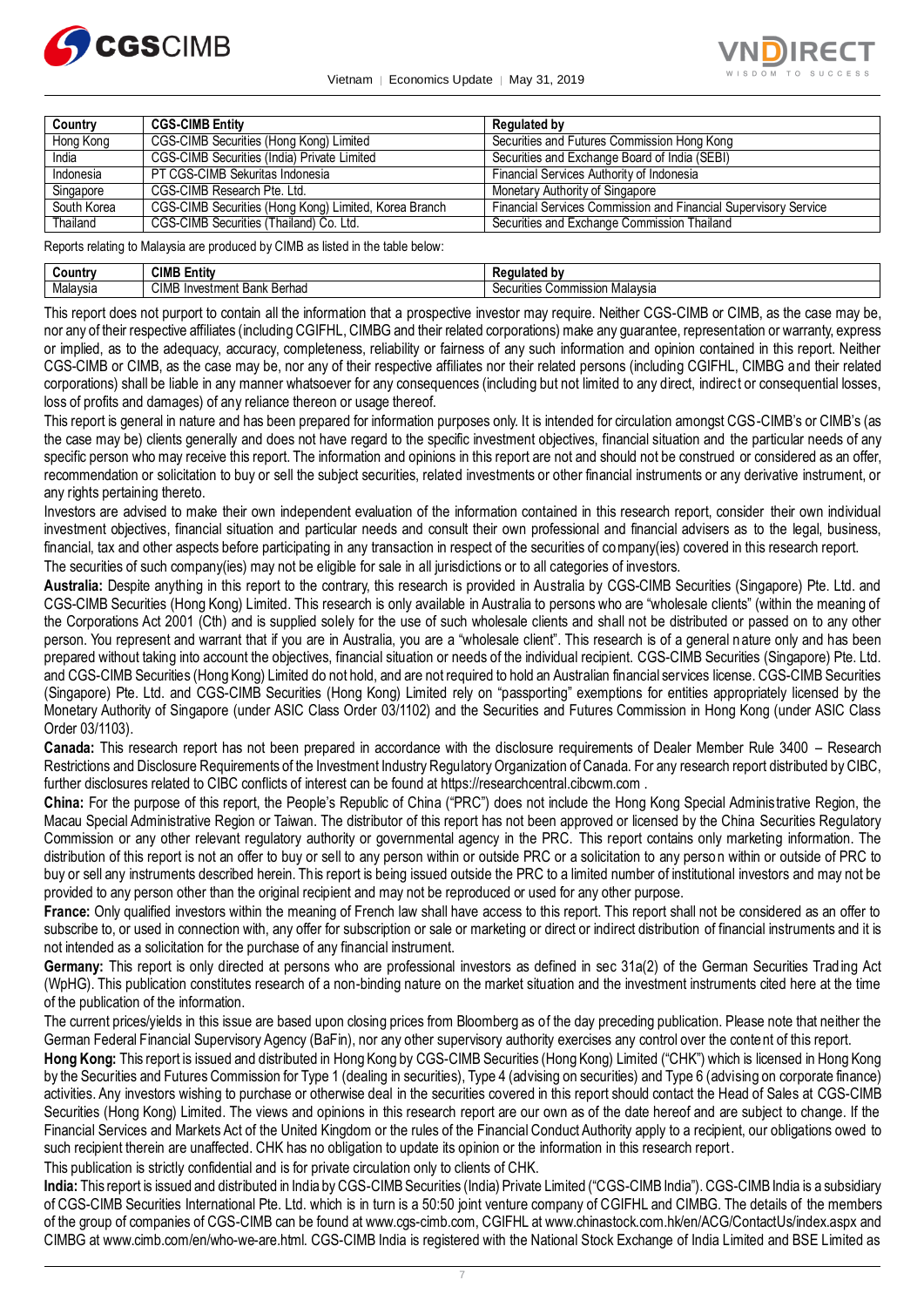| Country | CGS-CIMB Entity | Regulated by |
| --- | --- | --- |
| Hong Kong | CGS-CIMB Securities (Hong Kong) Limited | Securities and Futures Commission Hong Kong |
| India | CGS-CIMB Securities (India) Private Limited | Securities and Exchange Board of India (SEBI) |
| Indonesia | PT CGS-CIMB Sekuritas Indonesia | Financial Services Authority of Indonesia |
| Singapore | CGS-CIMB Research Pte. Ltd. | Monetary Authority of Singapore |
| South Korea | CGS-CIMB Securities (Hong Kong) Limited, Korea Branch | Financial Services Commission and Financial Supervisory Service |
| Thailand | CGS-CIMB Securities (Thailand) Co. Ltd. | Securities and Exchange Commission Thailand |

Reports relating to Malaysia are produced by CIMB as listed in the table below:

| Country | CIMB Entity | Regulated by |
| --- | --- | --- |
| Malaysia | CIMB Investment Bank Berhad | Securities Commission Malaysia |

This report does not purport to contain all the information that a prospective investor may require. Neither CGS-CIMB or CIMB, as the case may be, nor any of their respective affiliates (including CGIFHL, CIMBG and their related corporations) make any guarantee, representation or warranty, express or implied, as to the adequacy, accuracy, completeness, reliability or fairness of any such information and opinion contained in this report. Neither CGS-CIMB or CIMB, as the case may be, nor any of their respective affiliates nor their related persons (including CGIFHL, CIMBG and their related corporations) shall be liable in any manner whatsoever for any consequences (including but not limited to any direct, indirect or consequential losses, loss of profits and damages) of any reliance thereon or usage thereof.

This report is general in nature and has been prepared for information purposes only. It is intended for circulation amongst CGS-CIMB's or CIMB's (as the case may be) clients generally and does not have regard to the specific investment objectives, financial situation and the particular needs of any specific person who may receive this report. The information and opinions in this report are not and should not be construed or considered as an offer, recommendation or solicitation to buy or sell the subject securities, related investments or other financial instruments or any derivative instrument, or any rights pertaining thereto.

Investors are advised to make their own independent evaluation of the information contained in this research report, consider their own individual investment objectives, financial situation and particular needs and consult their own professional and financial advisers as to the legal, business, financial, tax and other aspects before participating in any transaction in respect of the securities of company(ies) covered in this research report.

The securities of such company(ies) may not be eligible for sale in all jurisdictions or to all categories of investors.

**Australia:** Despite anything in this report to the contrary, this research is provided in Australia by CGS-CIMB Securities (Singapore) Pte. Ltd. and CGS-CIMB Securities (Hong Kong) Limited. This research is only available in Australia to persons who are "wholesale clients" (within the meaning of the Corporations Act 2001 (Cth) and is supplied solely for the use of such wholesale clients and shall not be distributed or passed on to any other person. You represent and warrant that if you are in Australia, you are a "wholesale client". This research is of a general nature only and has been prepared without taking into account the objectives, financial situation or needs of the individual recipient. CGS-CIMB Securities (Singapore) Pte. Ltd. and CGS-CIMB Securities (Hong Kong) Limited do not hold, and are not required to hold an Australian financial services license. CGS-CIMB Securities (Singapore) Pte. Ltd. and CGS-CIMB Securities (Hong Kong) Limited rely on "passporting" exemptions for entities appropriately licensed by the Monetary Authority of Singapore (under ASIC Class Order 03/1102) and the Securities and Futures Commission in Hong Kong (under ASIC Class Order 03/1103).

**Canada:** This research report has not been prepared in accordance with the disclosure requirements of Dealer Member Rule 3400 – Research Restrictions and Disclosure Requirements of the Investment Industry Regulatory Organization of Canada. For any research report distributed by CIBC, further disclosures related to CIBC conflicts of interest can be found at https://researchcentral.cibcwm.com .

**China:** For the purpose of this report, the People's Republic of China ("PRC") does not include the Hong Kong Special Administrative Region, the Macau Special Administrative Region or Taiwan. The distributor of this report has not been approved or licensed by the China Securities Regulatory Commission or any other relevant regulatory authority or governmental agency in the PRC. This report contains only marketing information. The distribution of this report is not an offer to buy or sell to any person within or outside PRC or a solicitation to any person within or outside of PRC to buy or sell any instruments described herein. This report is being issued outside the PRC to a limited number of institutional investors and may not be provided to any person other than the original recipient and may not be reproduced or used for any other purpose.

**France:** Only qualified investors within the meaning of French law shall have access to this report. This report shall not be considered as an offer to subscribe to, or used in connection with, any offer for subscription or sale or marketing or direct or indirect distribution of financial instruments and it is not intended as a solicitation for the purchase of any financial instrument.

**Germany:** This report is only directed at persons who are professional investors as defined in sec 31a(2) of the German Securities Trading Act (WpHG). This publication constitutes research of a non-binding nature on the market situation and the investment instruments cited here at the time of the publication of the information.

The current prices/yields in this issue are based upon closing prices from Bloomberg as of the day preceding publication. Please note that neither the German Federal Financial Supervisory Agency (BaFin), nor any other supervisory authority exercises any control over the content of this report.

**Hong Kong:** This report is issued and distributed in Hong Kong by CGS-CIMB Securities (Hong Kong) Limited ("CHK") which is licensed in Hong Kong by the Securities and Futures Commission for Type 1 (dealing in securities), Type 4 (advising on securities) and Type 6 (advising on corporate finance) activities. Any investors wishing to purchase or otherwise deal in the securities covered in this report should contact the Head of Sales at CGS-CIMB Securities (Hong Kong) Limited. The views and opinions in this research report are our own as of the date hereof and are subject to change. If the Financial Services and Markets Act of the United Kingdom or the rules of the Financial Conduct Authority apply to a recipient, our obligations owed to such recipient therein are unaffected. CHK has no obligation to update its opinion or the information in this research report.

This publication is strictly confidential and is for private circulation only to clients of CHK.

**India:** This report is issued and distributed in India by CGS-CIMB Securities (India) Private Limited ("CGS-CIMB India"). CGS-CIMB India is a subsidiary of CGS-CIMB Securities International Pte. Ltd. which is in turn is a 50:50 joint venture company of CGIFHL and CIMBG. The details of the members of the group of companies of CGS-CIMB can be found at www.cgs-cimb.com, CGIFHL at www.chinastock.com.hk/en/ACG/ContactUs/index.aspx and CIMBG at www.cimb.com/en/who-we-are.html. CGS-CIMB India is registered with the National Stock Exchange of India Limited and BSE Limited as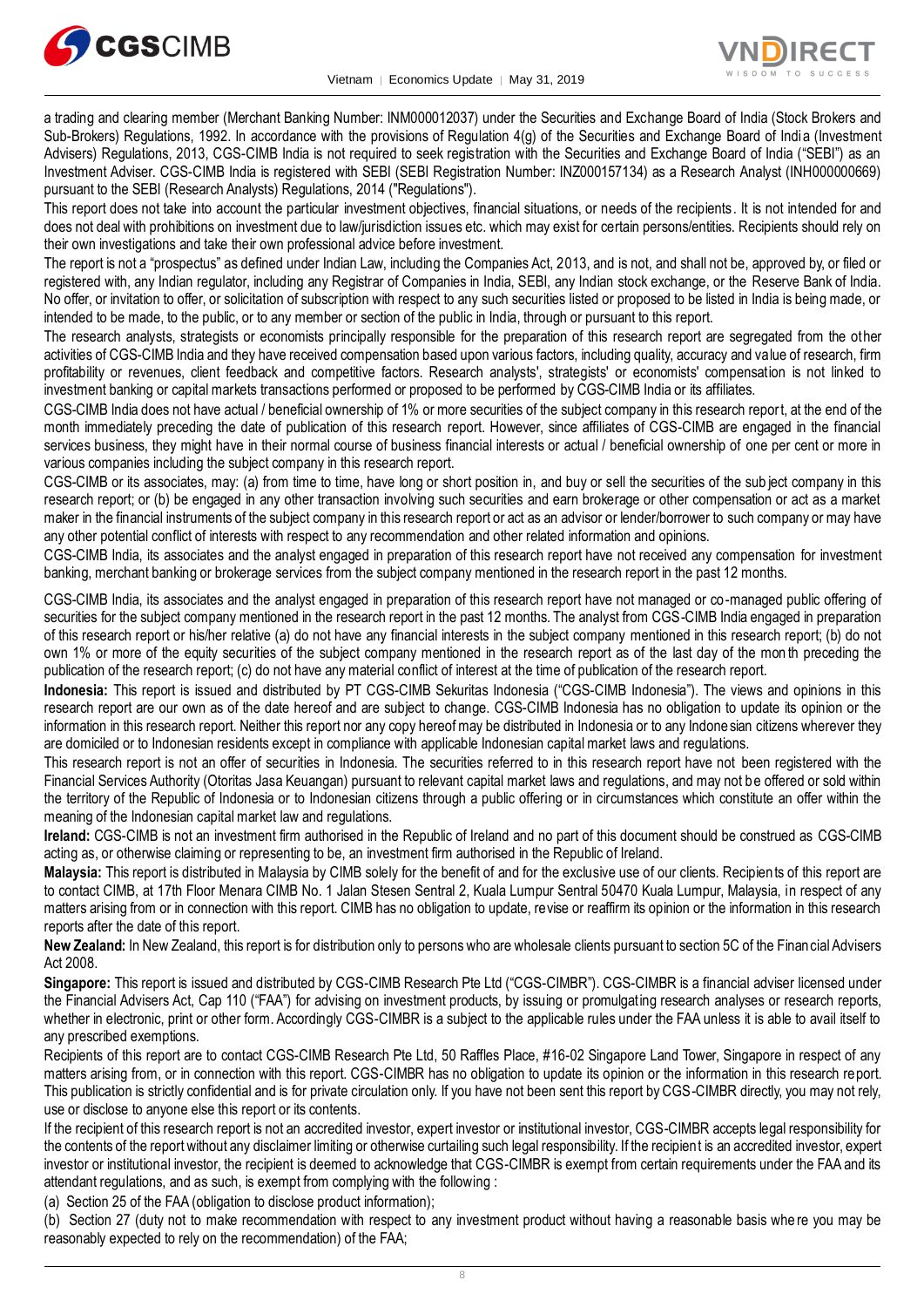a trading and clearing member (Merchant Banking Number: INM000012037) under the Securities and Exchange Board of India (Stock Brokers and Sub-Brokers) Regulations, 1992. In accordance with the provisions of Regulation 4(g) of the Securities and Exchange Board of India (Investment Advisers) Regulations, 2013, CGS-CIMB India is not required to seek registration with the Securities and Exchange Board of India ("SEBI") as an Investment Adviser. CGS-CIMB India is registered with SEBI (SEBI Registration Number: INZ000157134) as a Research Analyst (INH000000669) pursuant to the SEBI (Research Analysts) Regulations, 2014 ("Regulations").

This report does not take into account the particular investment objectives, financial situations, or needs of the recipients. It is not intended for and does not deal with prohibitions on investment due to law/jurisdiction issues etc. which may exist for certain persons/entities. Recipients should rely on their own investigations and take their own professional advice before investment.

The report is not a "prospectus" as defined under Indian Law, including the Companies Act, 2013, and is not, and shall not be, approved by, or filed or registered with, any Indian regulator, including any Registrar of Companies in India, SEBI, any Indian stock exchange, or the Reserve Bank of India. No offer, or invitation to offer, or solicitation of subscription with respect to any such securities listed or proposed to be listed in India is being made, or intended to be made, to the public, or to any member or section of the public in India, through or pursuant to this report.

The research analysts, strategists or economists principally responsible for the preparation of this research report are segregated from the other activities of CGS-CIMB India and they have received compensation based upon various factors, including quality, accuracy and value of research, firm profitability or revenues, client feedback and competitive factors. Research analysts', strategists' or economists' compensation is not linked to investment banking or capital markets transactions performed or proposed to be performed by CGS-CIMB India or its affiliates.

CGS-CIMB India does not have actual / beneficial ownership of 1% or more securities of the subject company in this research report, at the end of the month immediately preceding the date of publication of this research report. However, since affiliates of CGS-CIMB are engaged in the financial services business, they might have in their normal course of business financial interests or actual / beneficial ownership of one per cent or more in various companies including the subject company in this research report.

CGS-CIMB or its associates, may: (a) from time to time, have long or short position in, and buy or sell the securities of the subject company in this research report; or (b) be engaged in any other transaction involving such securities and earn brokerage or other compensation or act as a market maker in the financial instruments of the subject company in this research report or act as an advisor or lender/borrower to such company or may have any other potential conflict of interests with respect to any recommendation and other related information and opinions.

CGS-CIMB India, its associates and the analyst engaged in preparation of this research report have not received any compensation for investment banking, merchant banking or brokerage services from the subject company mentioned in the research report in the past 12 months.

CGS-CIMB India, its associates and the analyst engaged in preparation of this research report have not managed or co-managed public offering of securities for the subject company mentioned in the research report in the past 12 months. The analyst from CGS-CIMB India engaged in preparation of this research report or his/her relative (a) do not have any financial interests in the subject company mentioned in this research report; (b) do not own 1% or more of the equity securities of the subject company mentioned in the research report as of the last day of the month preceding the publication of the research report; (c) do not have any material conflict of interest at the time of publication of the research report.

**Indonesia:** This report is issued and distributed by PT CGS-CIMB Sekuritas Indonesia ("CGS-CIMB Indonesia"). The views and opinions in this research report are our own as of the date hereof and are subject to change. CGS-CIMB Indonesia has no obligation to update its opinion or the information in this research report. Neither this report nor any copy hereof may be distributed in Indonesia or to any Indonesian citizens wherever they are domiciled or to Indonesian residents except in compliance with applicable Indonesian capital market laws and regulations.

This research report is not an offer of securities in Indonesia. The securities referred to in this research report have not been registered with the Financial Services Authority (Otoritas Jasa Keuangan) pursuant to relevant capital market laws and regulations, and may not be offered or sold within the territory of the Republic of Indonesia or to Indonesian citizens through a public offering or in circumstances which constitute an offer within the meaning of the Indonesian capital market law and regulations.

**Ireland:** CGS-CIMB is not an investment firm authorised in the Republic of Ireland and no part of this document should be construed as CGS-CIMB acting as, or otherwise claiming or representing to be, an investment firm authorised in the Republic of Ireland.

**Malaysia:** This report is distributed in Malaysia by CIMB solely for the benefit of and for the exclusive use of our clients. Recipients of this report are to contact CIMB, at 17th Floor Menara CIMB No. 1 Jalan Stesen Sentral 2, Kuala Lumpur Sentral 50470 Kuala Lumpur, Malaysia, in respect of any matters arising from or in connection with this report. CIMB has no obligation to update, revise or reaffirm its opinion or the information in this research reports after the date of this report.

**New Zealand:** In New Zealand, this report is for distribution only to persons who are wholesale clients pursuant to section 5C of the Financial Advisers Act 2008.

**Singapore:** This report is issued and distributed by CGS-CIMB Research Pte Ltd ("CGS-CIMBR"). CGS-CIMBR is a financial adviser licensed under the Financial Advisers Act, Cap 110 ("FAA") for advising on investment products, by issuing or promulgating research analyses or research reports, whether in electronic, print or other form. Accordingly CGS-CIMBR is a subject to the applicable rules under the FAA unless it is able to avail itself to any prescribed exemptions.

Recipients of this report are to contact CGS-CIMB Research Pte Ltd, 50 Raffles Place, #16-02 Singapore Land Tower, Singapore in respect of any matters arising from, or in connection with this report. CGS-CIMBR has no obligation to update its opinion or the information in this research report. This publication is strictly confidential and is for private circulation only. If you have not been sent this report by CGS-CIMBR directly, you may not rely, use or disclose to anyone else this report or its contents.

If the recipient of this research report is not an accredited investor, expert investor or institutional investor, CGS-CIMBR accepts legal responsibility for the contents of the report without any disclaimer limiting or otherwise curtailing such legal responsibility. If the recipient is an accredited investor, expert investor or institutional investor, the recipient is deemed to acknowledge that CGS-CIMBR is exempt from certain requirements under the FAA and its attendant regulations, and as such, is exempt from complying with the following :

(a) Section 25 of the FAA (obligation to disclose product information);

(b) Section 27 (duty not to make recommendation with respect to any investment product without having a reasonable basis where you may be reasonably expected to rely on the recommendation) of the FAA;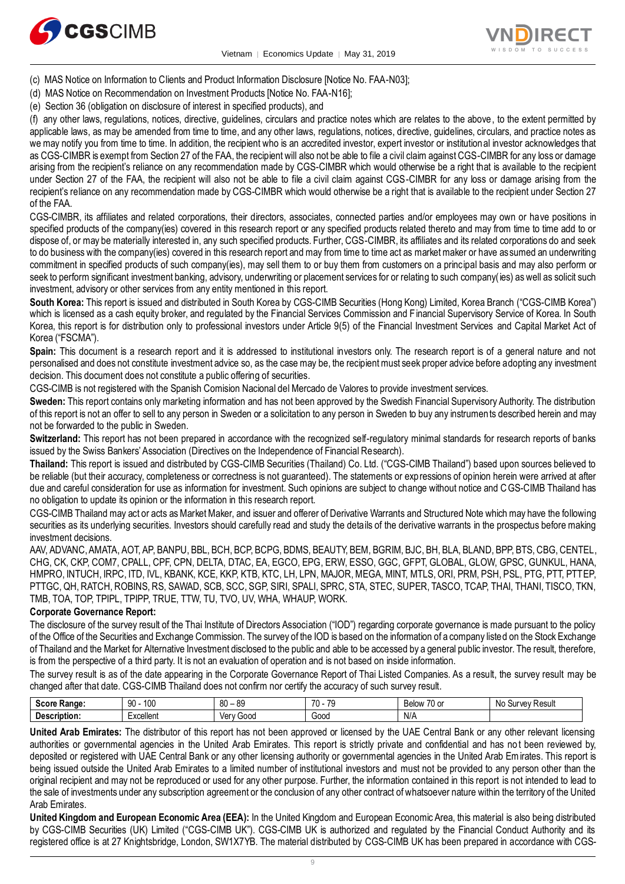(c) MAS Notice on Information to Clients and Product Information Disclosure [Notice No. FAA-N03];

(d) MAS Notice on Recommendation on Investment Products [Notice No. FAA-N16];

(e) Section 36 (obligation on disclosure of interest in specified products), and

(f) any other laws, regulations, notices, directive, guidelines, circulars and practice notes which are relates to the above, to the extent permitted by applicable laws, as may be amended from time to time, and any other laws, regulations, notices, directive, guidelines, circulars, and practice notes as we may notify you from time to time. In addition, the recipient who is an accredited investor, expert investor or institutional investor acknowledges that as CGS-CIMBR is exempt from Section 27 of the FAA, the recipient will also not be able to file a civil claim against CGS-CIMBR for any loss or damage arising from the recipient's reliance on any recommendation made by CGS-CIMBR which would otherwise be a right that is available to the recipient under Section 27 of the FAA, the recipient will also not be able to file a civil claim against CGS-CIMBR for any loss or damage arising from the recipient's reliance on any recommendation made by CGS-CIMBR which would otherwise be a right that is available to the recipient under Section 27 of the FAA.

CGS-CIMBR, its affiliates and related corporations, their directors, associates, connected parties and/or employees may own or have positions in specified products of the company(ies) covered in this research report or any specified products related thereto and may from time to time add to or dispose of, or may be materially interested in, any such specified products. Further, CGS-CIMBR, its affiliates and its related corporations do and seek to do business with the company(ies) covered in this research report and may from time to time act as market maker or have assumed an underwriting commitment in specified products of such company(ies), may sell them to or buy them from customers on a principal basis and may also perform or seek to perform significant investment banking, advisory, underwriting or placement services for or relating to such company(ies) as well as solicit such investment, advisory or other services from any entity mentioned in this report.

**South Korea:** This report is issued and distributed in South Korea by CGS-CIMB Securities (Hong Kong) Limited, Korea Branch ("CGS-CIMB Korea") which is licensed as a cash equity broker, and regulated by the Financial Services Commission and Financial Supervisory Service of Korea. In South Korea, this report is for distribution only to professional investors under Article 9(5) of the Financial Investment Services and Capital Market Act of Korea ("FSCMA").

**Spain:** This document is a research report and it is addressed to institutional investors only. The research report is of a general nature and not personalised and does not constitute investment advice so, as the case may be, the recipient must seek proper advice before adopting any investment decision. This document does not constitute a public offering of securities.

CGS-CIMB is not registered with the Spanish Comision Nacional del Mercado de Valores to provide investment services.

**Sweden:** This report contains only marketing information and has not been approved by the Swedish Financial Supervisory Authority. The distribution of this report is not an offer to sell to any person in Sweden or a solicitation to any person in Sweden to buy any instruments described herein and may not be forwarded to the public in Sweden.

**Switzerland:** This report has not been prepared in accordance with the recognized self-regulatory minimal standards for research reports of banks issued by the Swiss Bankers' Association (Directives on the Independence of Financial Research).

**Thailand:** This report is issued and distributed by CGS-CIMB Securities (Thailand) Co. Ltd. ("CGS-CIMB Thailand") based upon sources believed to be reliable (but their accuracy, completeness or correctness is not guaranteed). The statements or expressions of opinion herein were arrived at after due and careful consideration for use as information for investment. Such opinions are subject to change without notice and CGS-CIMB Thailand has no obligation to update its opinion or the information in this research report.

CGS-CIMB Thailand may act or acts as Market Maker, and issuer and offerer of Derivative Warrants and Structured Note which may have the following securities as its underlying securities. Investors should carefully read and study the details of the derivative warrants in the prospectus before making investment decisions.

AAV, ADVANC, AMATA, AOT, AP, BANPU, BBL, BCH, BCP, BCPG, BDMS, BEAUTY, BEM, BGRIM, BJC, BH, BLA, BLAND, BPP, BTS, CBG, CENTEL, CHG, CK, CKP, COM7, CPALL, CPF, CPN, DELTA, DTAC, EA, EGCO, EPG, ERW, ESSO, GGC, GFPT, GLOBAL, GLOW, GPSC, GUNKUL, HANA, HMPRO, INTUCH, IRPC, ITD, IVL, KBANK, KCE, KKP, KTB, KTC, LH, LPN, MAJOR, MEGA, MINT, MTLS, ORI, PRM, PSH, PSL, PTG, PTT, PTTEP, PTTGC, QH, RATCH, ROBINS, RS, SAWAD, SCB, SCC, SGP, SIRI, SPALI, SPRC, STA, STEC, SUPER, TASCO, TCAP, THAI, THANI, TISCO, TKN, TMB, TOA, TOP, TPIPL, TPIPP, TRUE, TTW, TU, TVO, UV, WHA, WHAUP, WORK.

**Corporate Governance Report:**

The disclosure of the survey result of the Thai Institute of Directors Association ("IOD") regarding corporate governance is made pursuant to the policy of the Office of the Securities and Exchange Commission. The survey of the IOD is based on the information of a company listed on the Stock Exchange of Thailand and the Market for Alternative Investment disclosed to the public and able to be accessed by a general public investor. The result, therefore, is from the perspective of a third party. It is not an evaluation of operation and is not based on inside information.

The survey result is as of the date appearing in the Corporate Governance Report of Thai Listed Companies. As a result, the survey result may be changed after that date. CGS-CIMB Thailand does not confirm nor certify the accuracy of such survey result.

| **Score Range:** | 90 - 100 | 80 – 89 | 70 - 79 | Below 70 or | No Survey Result |
|---|---|---|---|---|---|
| **Description:** | Excellent | Very Good | Good | N/A | |

**United Arab Emirates:** The distributor of this report has not been approved or licensed by the UAE Central Bank or any other relevant licensing authorities or governmental agencies in the United Arab Emirates. This report is strictly private and confidential and has not been reviewed by, deposited or registered with UAE Central Bank or any other licensing authority or governmental agencies in the United Arab Emirates. This report is being issued outside the United Arab Emirates to a limited number of institutional investors and must not be provided to any person other than the original recipient and may not be reproduced or used for any other purpose. Further, the information contained in this report is not intended to lead to the sale of investments under any subscription agreement or the conclusion of any other contract of whatsoever nature within the territory of the United Arab Emirates.

**United Kingdom and European Economic Area (EEA):** In the United Kingdom and European Economic Area, this material is also being distributed by CGS-CIMB Securities (UK) Limited ("CGS-CIMB UK"). CGS-CIMB UK is authorized and regulated by the Financial Conduct Authority and its registered office is at 27 Knightsbridge, London, SW1X7YB. The material distributed by CGS-CIMB UK has been prepared in accordance with CGS-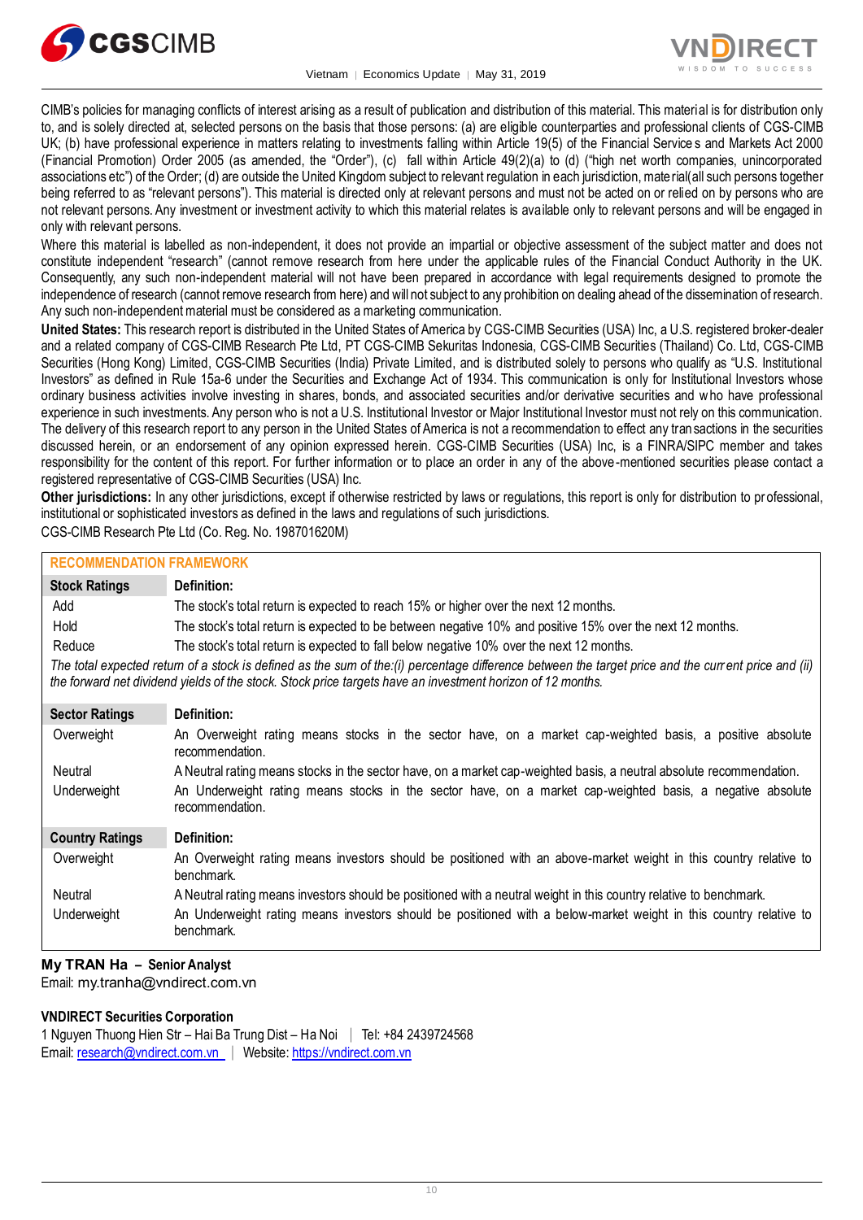CIMB's policies for managing conflicts of interest arising as a result of publication and distribution of this material. This material is for distribution only to, and is solely directed at, selected persons on the basis that those persons: (a) are eligible counterparties and professional clients of CGS-CIMB UK; (b) have professional experience in matters relating to investments falling within Article 19(5) of the Financial Service s and Markets Act 2000 (Financial Promotion) Order 2005 (as amended, the "Order"), (c) fall within Article 49(2)(a) to (d) ("high net worth companies, unincorporated associations etc") of the Order; (d) are outside the United Kingdom subject to relevant regulation in each jurisdiction, material(all such persons together being referred to as "relevant persons"). This material is directed only at relevant persons and must not be acted on or relied on by persons who are not relevant persons. Any investment or investment activity to which this material relates is available only to relevant persons and will be engaged in only with relevant persons.

Where this material is labelled as non-independent, it does not provide an impartial or objective assessment of the subject matter and does not constitute independent "research" (cannot remove research from here under the applicable rules of the Financial Conduct Authority in the UK. Consequently, any such non-independent material will not have been prepared in accordance with legal requirements designed to promote the independence of research (cannot remove research from here) and will not subject to any prohibition on dealing ahead of the dissemination of research. Any such non-independent material must be considered as a marketing communication.

**United States:** This research report is distributed in the United States of America by CGS-CIMB Securities (USA) Inc, a U.S. registered broker-dealer and a related company of CGS-CIMB Research Pte Ltd, PT CGS-CIMB Sekuritas Indonesia, CGS-CIMB Securities (Thailand) Co. Ltd, CGS-CIMB Securities (Hong Kong) Limited, CGS-CIMB Securities (India) Private Limited, and is distributed solely to persons who qualify as "U.S. Institutional Investors" as defined in Rule 15a-6 under the Securities and Exchange Act of 1934. This communication is only for Institutional Investors whose ordinary business activities involve investing in shares, bonds, and associated securities and/or derivative securities and who have professional experience in such investments. Any person who is not a U.S. Institutional Investor or Major Institutional Investor must not rely on this communication. The delivery of this research report to any person in the United States of America is not a recommendation to effect any transactions in the securities discussed herein, or an endorsement of any opinion expressed herein. CGS-CIMB Securities (USA) Inc, is a FINRA/SIPC member and takes responsibility for the content of this report. For further information or to place an order in any of the above-mentioned securities please contact a registered representative of CGS-CIMB Securities (USA) Inc.

**Other jurisdictions:** In any other jurisdictions, except if otherwise restricted by laws or regulations, this report is only for distribution to professional, institutional or sophisticated investors as defined in the laws and regulations of such jurisdictions.

CGS-CIMB Research Pte Ltd (Co. Reg. No. 198701620M)

**RECOMMENDATION FRAMEWORK**

| Stock Ratings | Definition: |
|---|---|
| Add | The stock's total return is expected to reach 15% or higher over the next 12 months. |
| Hold | The stock's total return is expected to be between negative 10% and positive 15% over the next 12 months. |
| Reduce | The stock's total return is expected to fall below negative 10% over the next 12 months. |

*The total expected return of a stock is defined as the sum of the:(i) percentage difference between the target price and the current price and (ii) the forward net dividend yields of the stock. Stock price targets have an investment horizon of 12 months.*

| Sector Ratings | Definition: |
|---|---|
| Overweight | An Overweight rating means stocks in the sector have, on a market cap-weighted basis, a positive absolute recommendation. |
| Neutral | A Neutral rating means stocks in the sector have, on a market cap-weighted basis, a neutral absolute recommendation. |
| Underweight | An Underweight rating means stocks in the sector have, on a market cap-weighted basis, a negative absolute recommendation. |

| Country Ratings | Definition: |
|---|---|
| Overweight | An Overweight rating means investors should be positioned with an above-market weight in this country relative to benchmark. |
| Neutral | A Neutral rating means investors should be positioned with a neutral weight in this country relative to benchmark. |
| Underweight | An Underweight rating means investors should be positioned with a below-market weight in this country relative to benchmark. |

**My TRAN Ha – Senior Analyst**
Email: my.tranha@vndirect.com.vn

**VNDIRECT Securities Corporation**
1 Nguyen Thuong Hien Str – Hai Ba Trung Dist – Ha Noi | Tel: +84 2439724568
Email: research@vndirect.com.vn | Website: https://vndirect.com.vn